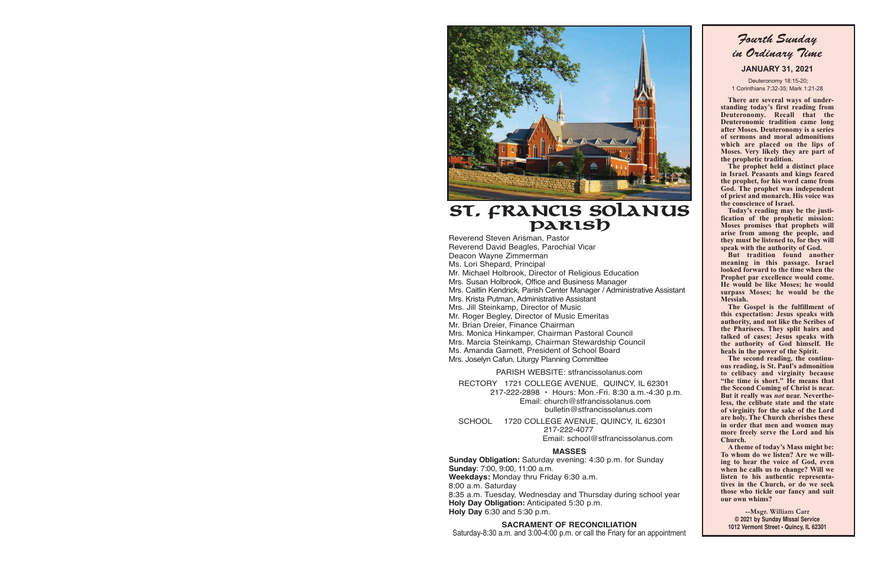# ST. FRANCIS SOLANUS PARISH

Reverend Steven Arisman, Pastor
Reverend David Beagles, Parochial Vicar
Deacon Wayne Zimmerman
Ms. Lori Shepard, Principal
Mr. Michael Holbrook, Director of Religious Education
Mrs. Susan Holbrook, Office and Business Manager
Mrs. Caitlin Kendrick, Parish Center Manager / Administrative Assistant
Mrs. Krista Putman, Administrative Assistant
Mrs. Jill Steinkamp, Director of Music
Mr. Roger Begley, Director of Music Emeritas
Mr. Brian Dreier, Finance Chairman
Mrs. Monica Hinkamper, Chairman Pastoral Council
Mrs. Marcia Steinkamp, Chairman Stewardship Council
Ms. Amanda Garnett, President of School Board
Mrs. Joselyn Cafun, Liturgy Planning Committee

PARISH WEBSITE: stfrancissolanus.com

RECTORY 1721 COLLEGE AVENUE, QUINCY, IL 62301
217-222-2898 • Hours: Mon.-Fri. 8:30 a.m.-4:30 p.m.
Email: church@stfrancissolanus.com
bulletin@stfrancissolanus.com

SCHOOL 1720 COLLEGE AVENUE, QUINCY, IL 62301
217-222-4077
Email: school@stfrancissolanus.com

## MASSES

**Sunday Obligation:** Saturday evening: 4:30 p.m. for Sunday
**Sunday**: 7:00, 9:00, 11:00 a.m.
**Weekdays:** Monday thru Friday 6:30 a.m.
8:00 a.m. Saturday
8:35 a.m. Tuesday, Wednesday and Thursday during school year
**Holy Day Obligation:** Anticipated 5:30 p.m.
**Holy Day** 6:30 and 5:30 p.m.

## SACRAMENT OF RECONCILIATION

Saturday-8:30 a.m. and 3:00-4:00 p.m. or call the Friary for an appointment

---

## *Fourth Sunday in Ordinary Time*

### JANUARY 31, 2021

Deuteronomy 18:15-20;
1 Corinthians 7:32-35; Mark 1:21-28

**There are several ways of understanding today's first reading from Deuteronomy. Recall that the Deuteronomic tradition came long after Moses. Deuteronomy is a series of sermons and moral admonitions which are placed on the lips of Moses. Very likely they are part of the prophetic tradition.**

**The prophet held a distinct place in Israel. Peasants and kings feared the prophet, for his word came from God. The prophet was independent of priest and monarch. His voice was the conscience of Israel.**

**Today's reading may be the justification of the prophetic mission: Moses promises that prophets will arise from among the people, and they must be listened to, for they will speak with the authority of God.**

**But tradition found another meaning in this passage. Israel looked forward to the time when the Prophet par excellence would come. He would be like Moses; he would surpass Moses; he would be the Messiah.**

**The Gospel is the fulfillment of this expectation: Jesus speaks with authority, and not like the Scribes of the Pharisees. They split hairs and talked of cases; Jesus speaks with the authority of God himself. He heals in the power of the Spirit.**

**The second reading, the continuous reading, is St. Paul's admonition to celibacy and virginity because "the time is short." He means that the Second Coming of Christ is near. But it really was *not* near. Nevertheless, the celibate state and the state of virginity for the sake of the Lord are holy. The Church cherishes these in order that men and women may more freely serve the Lord and his Church.**

**A theme of today's Mass might be: To whom do we listen? Are we willing to hear the voice of God, even when he calls us to change? Will we listen to his authentic representatives in the Church, or do we seek those who tickle our fancy and suit our own whims?**

--Msgr. William Carr
**© 2021 by Sunday Missal Service**
**1012 Vermont Street • Quincy, IL 62301**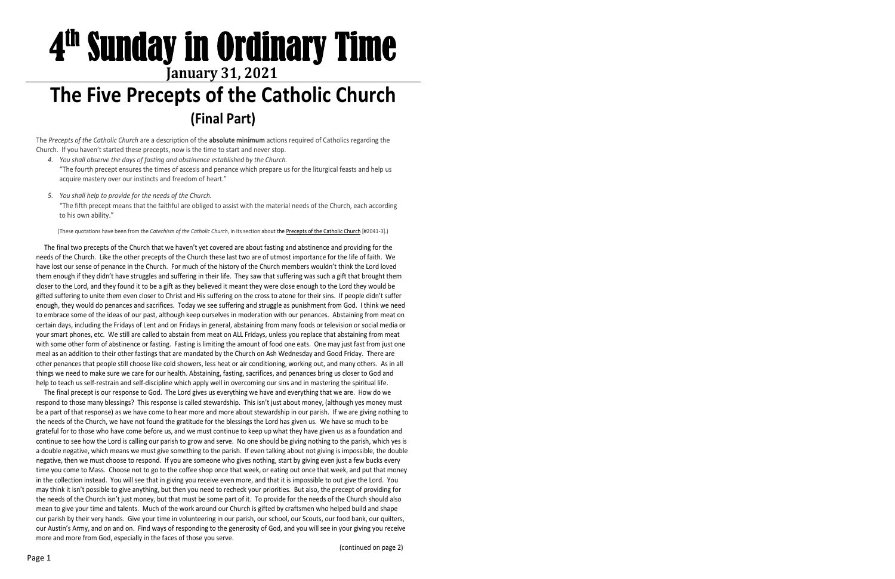# 4th Sunday in Ordinary Time

**January 31, 2021**

# The Five Precepts of the Catholic Church
## (Final Part)

The *Precepts of the Catholic Church* are a description of the **absolute minimum** actions required of Catholics regarding the Church. If you haven't started these precepts, now is the time to start and never stop.

4. *You shall observe the days of fasting and abstinence established by the Church.*
   "The fourth precept ensures the times of ascesis and penance which prepare us for the liturgical feasts and help us acquire mastery over our instincts and freedom of heart."

5. *You shall help to provide for the needs of the Church.*
   "The fifth precept means that the faithful are obliged to assist with the material needs of the Church, each according to his own ability."

(These quotations have been from the *Catechism of the Catholic Church*, in its section about the Precepts of the Catholic Church [#2041-3].)

The final two precepts of the Church that we haven't yet covered are about fasting and abstinence and providing for the needs of the Church. Like the other precepts of the Church these last two are of utmost importance for the life of faith. We have lost our sense of penance in the Church. For much of the history of the Church members wouldn't think the Lord loved them enough if they didn't have struggles and suffering in their life. They saw that suffering was such a gift that brought them closer to the Lord, and they found it to be a gift as they believed it meant they were close enough to the Lord they would be gifted suffering to unite them even closer to Christ and His suffering on the cross to atone for their sins. If people didn't suffer enough, they would do penances and sacrifices. Today we see suffering and struggle as punishment from God. I think we need to embrace some of the ideas of our past, although keep ourselves in moderation with our penances. Abstaining from meat on certain days, including the Fridays of Lent and on Fridays in general, abstaining from many foods or television or social media or your smart phones, etc. We still are called to abstain from meat on ALL Fridays, unless you replace that abstaining from meat with some other form of abstinence or fasting. Fasting is limiting the amount of food one eats. One may just fast from just one meal as an addition to their other fastings that are mandated by the Church on Ash Wednesday and Good Friday. There are other penances that people still choose like cold showers, less heat or air conditioning, working out, and many others. As in all things we need to make sure we care for our health. Abstaining, fasting, sacrifices, and penances bring us closer to God and help to teach us self-restrain and self-discipline which apply well in overcoming our sins and in mastering the spiritual life.

The final precept is our response to God. The Lord gives us everything we have and everything that we are. How do we respond to those many blessings? This response is called stewardship. This isn't just about money, (although yes money must be a part of that response) as we have come to hear more and more about stewardship in our parish. If we are giving nothing to the needs of the Church, we have not found the gratitude for the blessings the Lord has given us. We have so much to be grateful for to those who have come before us, and we must continue to keep up what they have given us as a foundation and continue to see how the Lord is calling our parish to grow and serve. No one should be giving nothing to the parish, which yes is a double negative, which means we must give something to the parish. If even talking about not giving is impossible, the double negative, then we must choose to respond. If you are someone who gives nothing, start by giving even just a few bucks every time you come to Mass. Choose not to go to the coffee shop once that week, or eating out once that week, and put that money in the collection instead. You will see that in giving you receive even more, and that it is impossible to out give the Lord. You may think it isn't possible to give anything, but then you need to recheck your priorities. But also, the precept of providing for the needs of the Church isn't just money, but that must be some part of it. To provide for the needs of the Church should also mean to give your time and talents. Much of the work around our Church is gifted by craftsmen who helped build and shape our parish by their very hands. Give your time in volunteering in our parish, our school, our Scouts, our food bank, our quilters, our Austin's Army, and on and on. Find ways of responding to the generosity of God, and you will see in your giving you receive more and more from God, especially in the faces of those you serve.

(continued on page 2)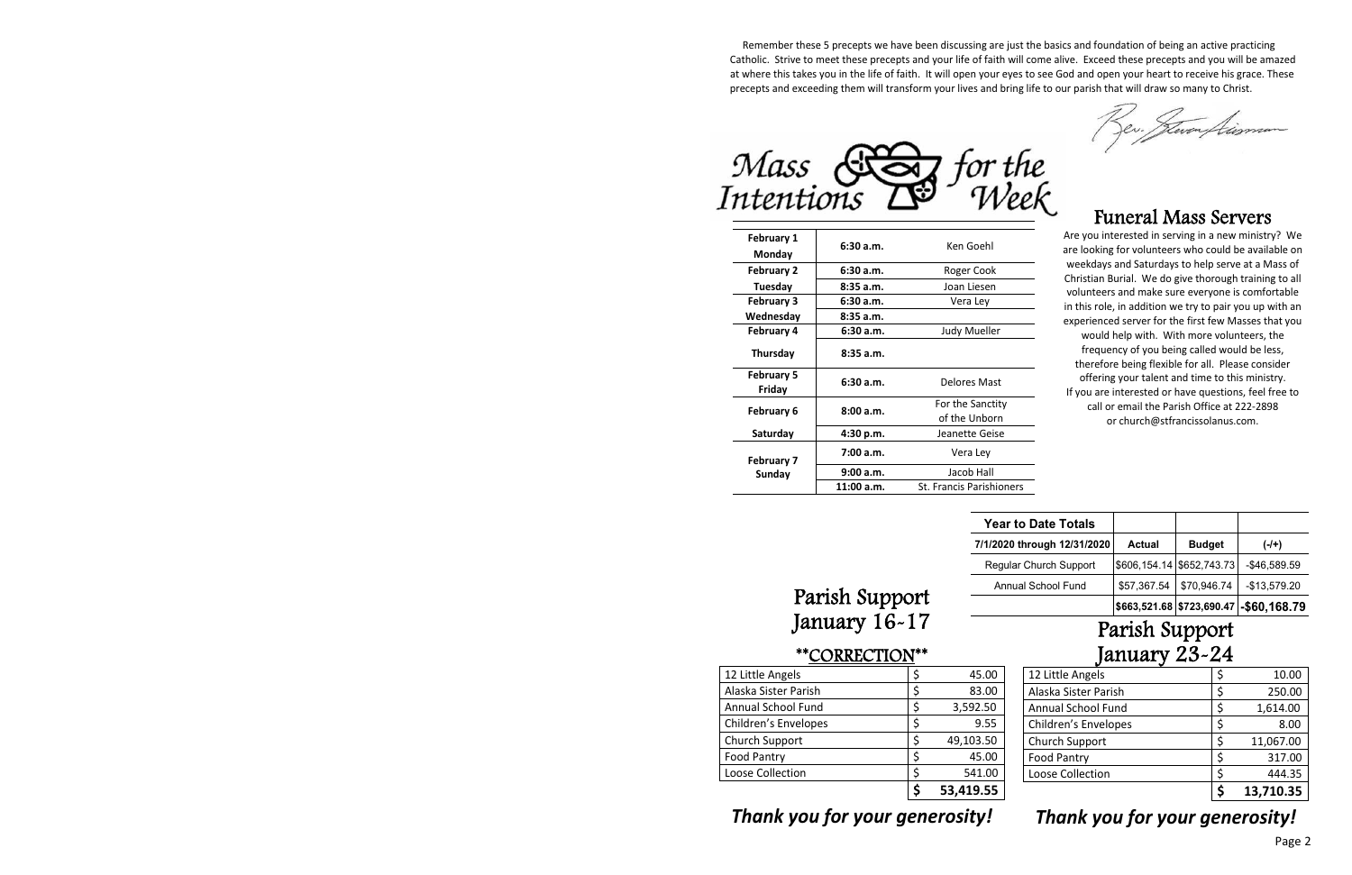Remember these 5 precepts we have been discussing are just the basics and foundation of being an active practicing Catholic. Strive to meet these precepts and your life of faith will come alive. Exceed these precepts and you will be amazed at where this takes you in the life of faith. It will open your eyes to see God and open your heart to receive his grace. These precepts and exceeding them will transform your lives and bring life to our parish that will draw so many to Christ.

Rev. Steven Liesman

## Mass Intentions for the Week

| | | |
|---|---|---|
| **February 1 Monday** | **6:30 a.m.** | Ken Goehl |
| **February 2** | **6:30 a.m.** | Roger Cook |
| **Tuesday** | **8:35 a.m.** | Joan Liesen |
| **February 3** | **6:30 a.m.** | Vera Ley |
| **Wednesday** | **8:35 a.m.** | |
| **February 4** | **6:30 a.m.** | Judy Mueller |
| **Thursday** | **8:35 a.m.** | |
| **February 5 Friday** | **6:30 a.m.** | Delores Mast |
| **February 6** | **8:00 a.m.** | For the Sanctity of the Unborn |
| **Saturday** | **4:30 p.m.** | Jeanette Geise |
| **February 7 Sunday** | **7:00 a.m.** | Vera Ley |
| | **9:00 a.m.** | Jacob Hall |
| | **11:00 a.m.** | St. Francis Parishioners |

## Funeral Mass Servers

Are you interested in serving in a new ministry? We are looking for volunteers who could be available on weekdays and Saturdays to help serve at a Mass of Christian Burial. We do give thorough training to all volunteers and make sure everyone is comfortable in this role, in addition we try to pair you up with an experienced server for the first few Masses that you would help with. With more volunteers, the frequency of you being called would be less, therefore being flexible for all. Please consider offering your talent and time to this ministry. If you are interested or have questions, feel free to call or email the Parish Office at 222-2898 or church@stfrancissolanus.com.

| **Year to Date Totals** | | | |
|---|---|---|---|
| **7/1/2020 through 12/31/2020** | **Actual** | **Budget** | **(-/+)** |
| Regular Church Support | $606,154.14 | $652,743.73 | -$46,589.59 |
| Annual School Fund | $57,367.54 | $70,946.74 | -$13,579.20 |
| | **$663,521.68** | **$723,690.47** | **-$60,168.79** |

## Parish Support January 16-17

### **CORRECTION**

| | |
|---|---|
| 12 Little Angels | $ 45.00 |
| Alaska Sister Parish | $ 83.00 |
| Annual School Fund | $ 3,592.50 |
| Children's Envelopes | $ 9.55 |
| Church Support | $ 49,103.50 |
| Food Pantry | $ 45.00 |
| Loose Collection | $ 541.00 |
| | **$ 53,419.55** |

***Thank you for your generosity!***

## Parish Support January 23-24

| | |
|---|---|
| 12 Little Angels | $ 10.00 |
| Alaska Sister Parish | $ 250.00 |
| Annual School Fund | $ 1,614.00 |
| Children's Envelopes | $ 8.00 |
| Church Support | $ 11,067.00 |
| Food Pantry | $ 317.00 |
| Loose Collection | $ 444.35 |
| | **$ 13,710.35** |

***Thank you for your generosity!***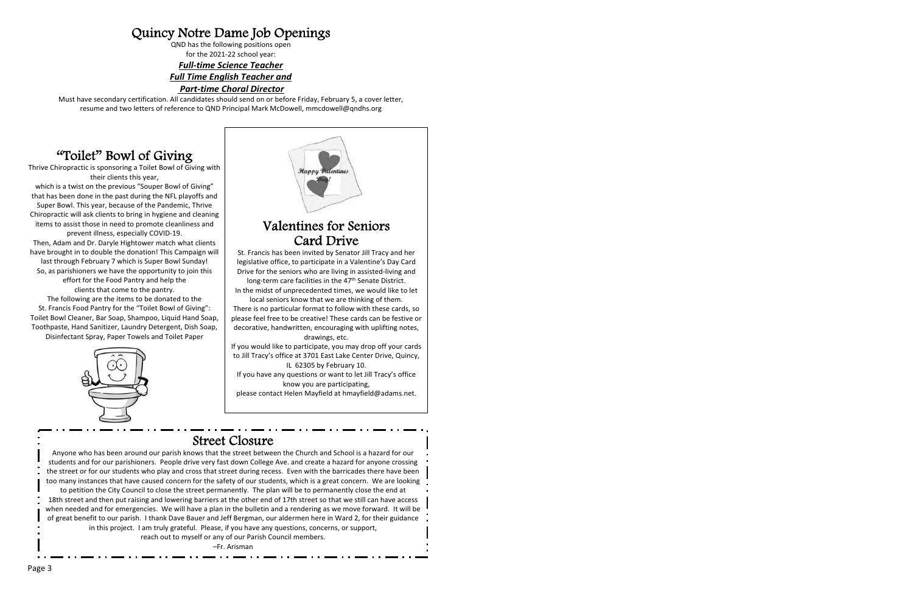# Quincy Notre Dame Job Openings

QND has the following positions open
for the 2021-22 school year:

***Full-time Science Teacher***

***Full Time English Teacher and***

***Part-time Choral Director***

Must have secondary certification. All candidates should send on or before Friday, February 5, a cover letter, resume and two letters of reference to QND Principal Mark McDowell, mmcdowell@qndhs.org

# "Toilet" Bowl of Giving

Thrive Chiropractic is sponsoring a Toilet Bowl of Giving with their clients this year,
which is a twist on the previous "Souper Bowl of Giving" that has been done in the past during the NFL playoffs and Super Bowl. This year, because of the Pandemic, Thrive Chiropractic will ask clients to bring in hygiene and cleaning items to assist those in need to promote cleanliness and prevent illness, especially COVID-19.
Then, Adam and Dr. Daryle Hightower match what clients have brought in to double the donation! This Campaign will last through February 7 which is Super Bowl Sunday!
So, as parishioners we have the opportunity to join this effort for the Food Pantry and help the
clients that come to the pantry.
The following are the items to be donated to the
St. Francis Food Pantry for the "Toilet Bowl of Giving":
Toilet Bowl Cleaner, Bar Soap, Shampoo, Liquid Hand Soap, Toothpaste, Hand Sanitizer, Laundry Detergent, Dish Soap, Disinfectant Spray, Paper Towels and Toilet Paper

# Valentines for Seniors Card Drive

St. Francis has been invited by Senator Jill Tracy and her legislative office, to participate in a Valentine's Day Card Drive for the seniors who are living in assisted-living and long-term care facilities in the 47th Senate District.
In the midst of unprecedented times, we would like to let local seniors know that we are thinking of them.
There is no particular format to follow with these cards, so please feel free to be creative! These cards can be festive or decorative, handwritten, encouraging with uplifting notes, drawings, etc.
If you would like to participate, you may drop off your cards to Jill Tracy's office at 3701 East Lake Center Drive, Quincy, IL 62305 by February 10.
If you have any questions or want to let Jill Tracy's office know you are participating,
please contact Helen Mayfield at hmayfield@adams.net.

# Street Closure

Anyone who has been around our parish knows that the street between the Church and School is a hazard for our students and for our parishioners. People drive very fast down College Ave. and create a hazard for anyone crossing the street or for our students who play and cross that street during recess. Even with the barricades there have been too many instances that have caused concern for the safety of our students, which is a great concern. We are looking to petition the City Council to close the street permanently. The plan will be to permanently close the end at 18th street and then put raising and lowering barriers at the other end of 17th street so that we still can have access when needed and for emergencies. We will have a plan in the bulletin and a rendering as we move forward. It will be of great benefit to our parish. I thank Dave Bauer and Jeff Bergman, our aldermen here in Ward 2, for their guidance in this project. I am truly grateful. Please, if you have any questions, concerns, or support, reach out to myself or any of our Parish Council members.

–Fr. Arisman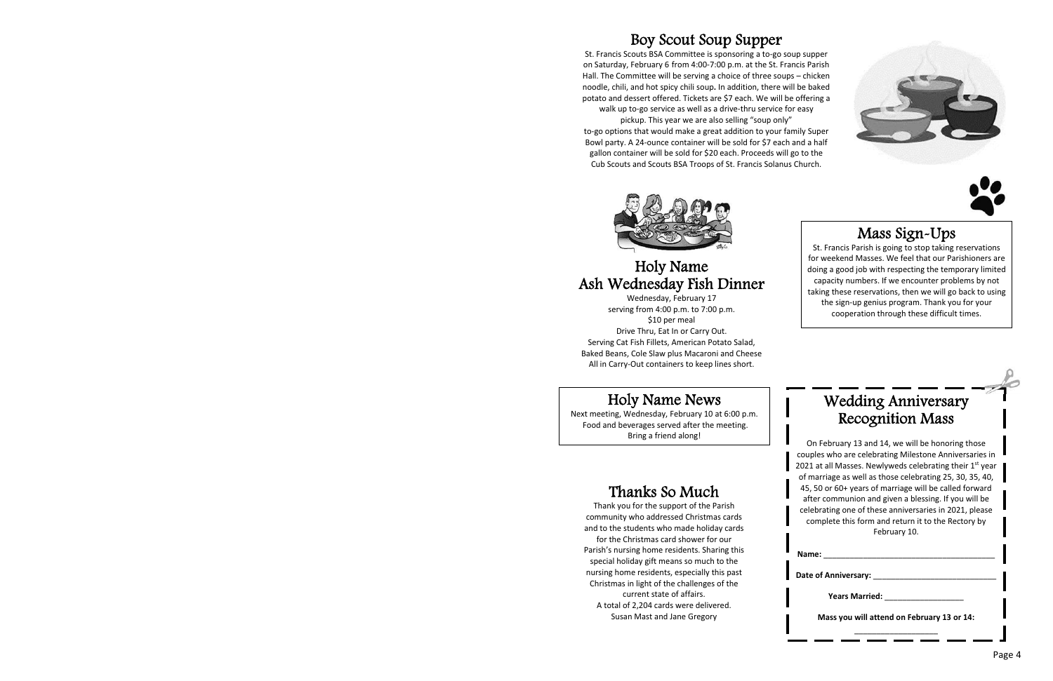## Boy Scout Soup Supper

St. Francis Scouts BSA Committee is sponsoring a to-go soup supper on Saturday, February 6 from 4:00-7:00 p.m. at the St. Francis Parish Hall. The Committee will be serving a choice of three soups – chicken noodle, chili, and hot spicy chili soup. In addition, there will be baked potato and dessert offered. Tickets are $7 each. We will be offering a walk up to-go service as well as a drive-thru service for easy pickup. This year we are also selling "soup only" to-go options that would make a great addition to your family Super Bowl party. A 24-ounce container will be sold for $7 each and a half gallon container will be sold for $20 each. Proceeds will go to the Cub Scouts and Scouts BSA Troops of St. Francis Solanus Church.

## Holy Name Ash Wednesday Fish Dinner

Wednesday, February 17
serving from 4:00 p.m. to 7:00 p.m.
$10 per meal
Drive Thru, Eat In or Carry Out.
Serving Cat Fish Fillets, American Potato Salad, Baked Beans, Cole Slaw plus Macaroni and Cheese
All in Carry-Out containers to keep lines short.

## Holy Name News

Next meeting, Wednesday, February 10 at 6:00 p.m.
Food and beverages served after the meeting.
Bring a friend along!

## Thanks So Much

Thank you for the support of the Parish community who addressed Christmas cards and to the students who made holiday cards for the Christmas card shower for our Parish's nursing home residents. Sharing this special holiday gift means so much to the nursing home residents, especially this past Christmas in light of the challenges of the current state of affairs.
A total of 2,204 cards were delivered.
Susan Mast and Jane Gregory

## Mass Sign-Ups

St. Francis Parish is going to stop taking reservations for weekend Masses. We feel that our Parishioners are doing a good job with respecting the temporary limited capacity numbers. If we encounter problems by not taking these reservations, then we will go back to using the sign-up genius program. Thank you for your cooperation through these difficult times.

## Wedding Anniversary Recognition Mass

On February 13 and 14, we will be honoring those couples who are celebrating Milestone Anniversaries in 2021 at all Masses. Newlyweds celebrating their 1st year of marriage as well as those celebrating 25, 30, 35, 40, 45, 50 or 60+ years of marriage will be called forward after communion and given a blessing. If you will be celebrating one of these anniversaries in 2021, please complete this form and return it to the Rectory by February 10.

**Name:** ________________________________________

**Date of Anniversary:** ____________________________

**Years Married:** __________________

**Mass you will attend on February 13 or 14:**

__________________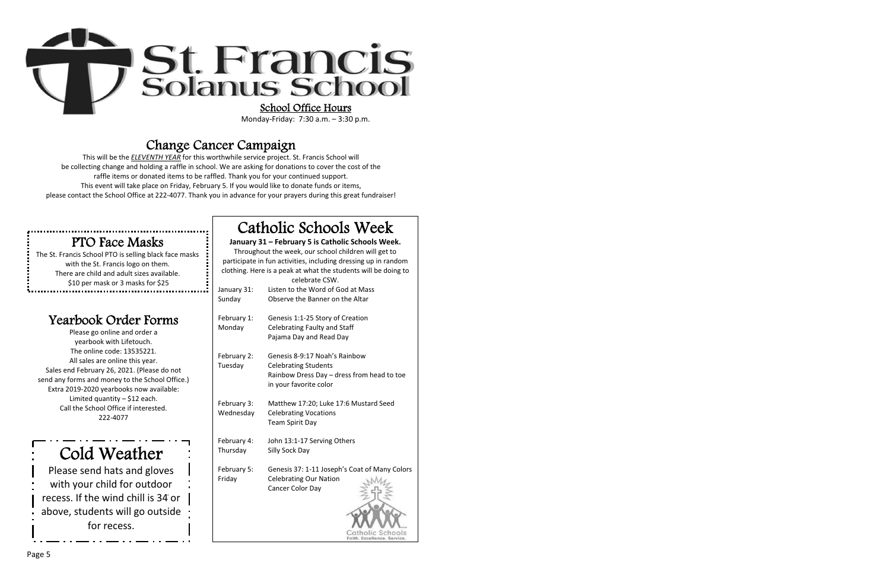# St. Francis Solanus School

## School Office Hours

Monday-Friday: 7:30 a.m. – 3:30 p.m.

## Change Cancer Campaign

This will be the ***ELEVENTH YEAR*** for this worthwhile service project. St. Francis School will be collecting change and holding a raffle in school. We are asking for donations to cover the cost of the raffle items or donated items to be raffled. Thank you for your continued support. This event will take place on Friday, February 5. If you would like to donate funds or items, please contact the School Office at 222-4077. Thank you in advance for your prayers during this great fundraiser!

## PTO Face Masks

The St. Francis School PTO is selling black face masks with the St. Francis logo on them. There are child and adult sizes available. $10 per mask or 3 masks for $25

## Yearbook Order Forms

Please go online and order a yearbook with Lifetouch. The online code: 13535221. All sales are online this year. Sales end February 26, 2021. (Please do not send any forms and money to the School Office.) Extra 2019-2020 yearbooks now available: Limited quantity – $12 each. Call the School Office if interested. 222-4077

## Cold Weather

Please send hats and gloves with your child for outdoor recess. If the wind chill is 34° or above, students will go outside for recess.

## Catholic Schools Week

**January 31 – February 5 is Catholic Schools Week.**

Throughout the week, our school children will get to participate in fun activities, including dressing up in random clothing. Here is a peak at what the students will be doing to celebrate CSW.

| Date | Activities |
|---|---|
| January 31: Sunday | Listen to the Word of God at Mass<br>Observe the Banner on the Altar |
| February 1: Monday | Genesis 1:1-25 Story of Creation<br>Celebrating Faulty and Staff<br>Pajama Day and Read Day |
| February 2: Tuesday | Genesis 8-9:17 Noah's Rainbow<br>Celebrating Students<br>Rainbow Dress Day – dress from head to toe in your favorite color |
| February 3: Wednesday | Matthew 17:20; Luke 17:6 Mustard Seed<br>Celebrating Vocations<br>Team Spirit Day |
| February 4: Thursday | John 13:1-17 Serving Others<br>Silly Sock Day |
| February 5: Friday | Genesis 37: 1-11 Joseph's Coat of Many Colors<br>Celebrating Our Nation<br>Cancer Color Day |

Catholic Schools
Faith. Excellence. Service.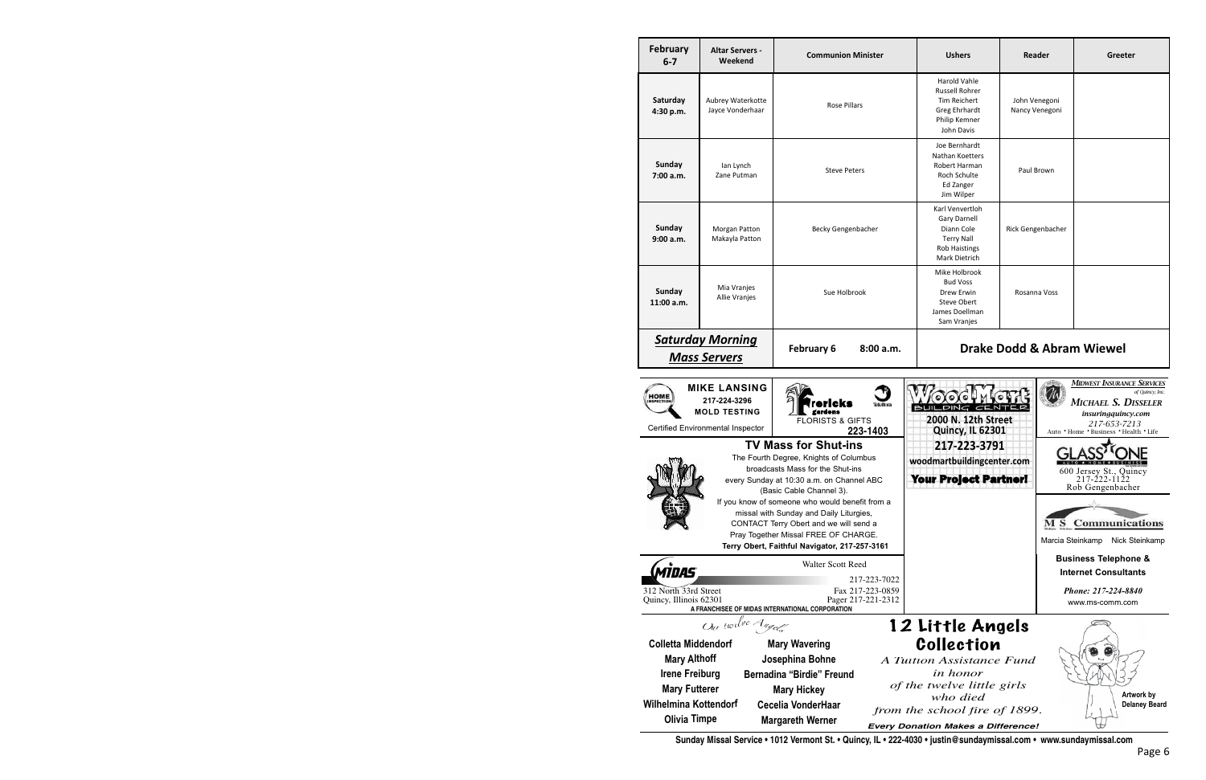| February 6-7 | Altar Servers - Weekend | Communion Minister | Ushers | Reader | Greeter |
| --- | --- | --- | --- | --- | --- |
| **Saturday 4:30 p.m.** | Aubrey Waterkotte Jayce Vonderhaar | Rose Pillars | Harold Vahle Russell Rohrer Tim Reichert Greg Ehrhardt Philip Kemner John Davis | John Venegoni Nancy Venegoni | |
| **Sunday 7:00 a.m.** | Ian Lynch Zane Putman | Steve Peters | Joe Bernhardt Nathan Koetters Robert Harman Roch Schulte Ed Zanger Jim Wilper | Paul Brown | |
| **Sunday 9:00 a.m.** | Morgan Patton Makayla Patton | Becky Gengenbacher | Karl Venvertloh Gary Darnell Diann Cole Terry Nall Rob Haistings Mark Dietrich | Rick Gengenbacher | |
| **Sunday 11:00 a.m.** | Mia Vranjes Allie Vranjes | Sue Holbrook | Mike Holbrook Bud Voss Drew Erwin Steve Obert James Doellman Sam Vranjes | Rosanna Voss | |
| ***Saturday Morning Mass Servers*** | | **February 6 8:00 a.m.** | **Drake Dodd & Abram Wiewel** | | |

**MIKE LANSING**
217-224-3296
MOLD TESTING
Certified Environmental Inspector

**Frericks gardens**
FLORISTS & GIFTS
**223-1403**

**WoodMart**
BUILDING CENTER
**2000 N. 12th Street**
**Quincy, IL 62301**
**217-223-3791**
**woodmartbuildingcenter.com**
**Your Project Partner!**

***MIDWEST INSURANCE SERVICES*** *of Quincy, Inc.*
***MICHAEL S. DISSELER***
*insuringquincy.com*
*217-653-7213*
Auto • Home • Business • Health • Life

## TV Mass for Shut-ins

The Fourth Degree, Knights of Columbus broadcasts Mass for the Shut-ins every Sunday at 10:30 a.m. on Channel ABC (Basic Cable Channel 3).
If you know of someone who would benefit from a missal with Sunday and Daily Liturgies, CONTACT Terry Obert and we will send a Pray Together Missal FREE OF CHARGE.
**Terry Obert, Faithful Navigator, 217-257-3161**

**GLASS ONE**
AUTO • HOME • BUSINESS
600 Jersey St., Quincy
217-222-1122
Rob Gengenbacher

**MS Communications**
Marcia Steinkamp Nick Steinkamp
**Business Telephone & Internet Consultants**
***Phone: 217-224-8840***
www.ms-comm.com

**MIDAS**
Walter Scott Reed
312 North 33rd Street
Quincy, Illinois 62301
217-223-7022
Fax 217-223-0859
Pager 217-221-2312
**A FRANCHISEE OF MIDAS INTERNATIONAL CORPORATION**

*Our twelve Angels*

**Colletta Middendorf**
**Mary Althoff**
**Irene Freiburg**
**Mary Futterer**
**Wilhelmina Kottendorf**
**Olivia Timpe**
**Mary Wavering**
**Josephina Bohne**
**Bernadina "Birdie" Freund**
**Mary Hickey**
**Cecelia VonderHaar**
**Margareth Werner**

## 12 Little Angels Collection

*A Tuition Assistance Fund in honor of the twelve little girls who died from the school fire of 1899.*

***Every Donation Makes a Difference!***

**Artwork by Delaney Beard**

**Sunday Missal Service • 1012 Vermont St. • Quincy, IL • 222-4030 • justin@sundaymissal.com • www.sundaymissal.com**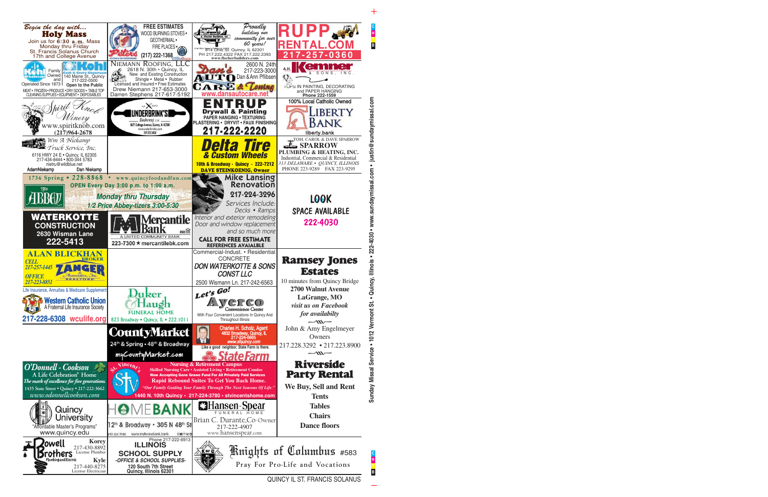*Begin the day with...*
**Holy Mass**
Join us for 6:30 a.m. Mass
Monday thru Friday
St. Francis Solanus Church
17th and College Avenue

FREE ESTIMATES
WOOD BURNING STOVES •
GEOTHERMAL •
FIRE PLACES •
Peters HEATING & AIR CONDITIONING
(217) 222-1368

*Proudly building our community for over 60 years!*
814 Ohio St. Quincy, IL 62301
PH 217.222.4322 FAX 217.222.2393
www.fischerbuilders.com

**RUPP RENTAL.COM**
217-257-0360

**Kohl**
Family Owned and Operated Since 1873
Cash & Carry Showroom
140 Maine St., Quincy
217-222-0500
Open to the Public
MEAT • FROZEN • PRODUCE • DRY GOODS • TABLE TOP
CLEANING SUPPLIES • EQUIPMENT • DISPOSABLES

NIEMANN ROOFING, LLC
2618 N. 30th • Quincy, IL
New and Existing Construction
Shingle • Metal • Rubber
Licensed and Insured • Free Estimates
Drew Niemann 217-653-3000
Darren Stephens 217-617-5192

**Dan's AUTO CARE & Towing**
2600 N. 24th
217-223-3000
Dan & Ann Pflibsen
www.dansautocare.net

**A.H. Kemner & SONS, INC.**
TOPS IN PAINTING, DECORATING and PAPER HANGING
Phone 222-1559

*Spirit Knob Winery*
www.spiritknob.com
(217)964-2678

UNDERBRINK'S Bakery
1621 College Avenue, Quincy, IL 62301
www.underbrinks.com
217.222.1833

**ENTRUP**
**Drywall & Painting**
PAPER HANGING • TEXTURING
PLASTERING • DRYVIT • FAUX FINISHING
**217-222-2220**

100% Local Catholic Owned
**LIBERTY BANK**
liberty.bank

*Wm A Niekamp Truck Service, Inc.*
6116 HWY 24 E • Quincy, IL 62305
217-434-8444 • 800-344 5783
nietru@wildblue.net
AdamNiekamp — Dan Niekamp

**Delta Tire & Custom Wheels**
10th & Broadway • Quincy • 222-7212
DAVE STEINKOENIG, Owner

TOM, CAROL & DAVE SPARROW
**SPARROW PLUMBING & HEATING, INC.**
Industrial, Commercial & Residential
313 DELAWARE • QUINCY, ILLINOIS
PHONE 223-9289 FAX 223-9295

1736 Spring • 228-8868 • www.quincyfoodandfun.com
OPEN Every Day 3:00 p.m. to 1:00 a.m.
**ABBEY**
*Monday thru Thursday*
*1/2 Price Abbey-tizers 3:00-5:30*

**Mike Lansing Renovation**
217-224-3296
*Services Include:*
*Decks • Ramps*
*Interior and exterior remodeling*
*Door and window replacement*
*and so much more*
CALL FOR FREE ESTIMATE
REFERENCES AVAIALBLE

LOOK
SPACE AVAILABLE
222-4030

**WATERKOTTE CONSTRUCTION**
2630 Wisman Lane
222-5413

**Mercantile Bank**
A UNITED COMMUNITY BANK
223-7300 ★ mercantilebk.com

Commercial-Indust. • Residential
CONCRETE
*DON WATERKOTTE & SONS CONST LLC*
2500 Wismann Ln. 217-242-6563

**ALAN BLICKHAN**
BROKER
CELL 217-257-1445
OFFICE 217-223-8851
ZANGER Associates, Inc. REALTORS

**Ramsey Jones Estates**
10 minutes from Quincy Bridge
2700 Walnut Avenue
LaGrange, MO
*visit us on Facebook*
*for availabilty*
John & Amy Engelmeyer
Owners
217.228.3292 • 217.223.8900

Life Insurance, Annuities & Medicare Supplement
**Western Catholic Union**
A Fraternal Life Insurance Society
217-228-6308 wculife.org

**Duker & Haugh**
FUNERAL HOME
823 Broadway • Quincy, IL • 222.1011

*Let's Go!*
**Ayerco**
Convenience Center
With Four Convenient Locations In Quincy And Throughout Illinois

**CountyMarket**
24th & Spring • 48th & Broadway
myCountyMarket.com

Charles H. Scholz, Agent
4832 Broadway, Quincy, IL
217-224-6665
www.sfquincy.com
Like a good neighbor, State Farm is there.
**StateFarm**

**Riverside Party Rental**
We Buy, Sell and Rent
Tents
Tables
Chairs
Dance floors

*O'Donnell - Cookson*
A Life Celebration® Home
*The mark of excellence for five generations.*
1435 State Street • Quincy • 217-222-3662
www.odonnellcookson.com

St. Vincent's
Nursing & Retirement Campus
Skilled Nursing Care • Assisted Living • Retirement Condos
Now Accepting Gene Grawe Fund For All Privately Paid Services
Rapid Rebound Suites To Get You Back Home.
*"Our Family Guiding Your Family Through The Next Seasons Of Life."*
1440 N. 10th Quincy • 217-224-3780 • stvincentshome.com

**Quincy University**
"Affordable Master's Programs"
www.quincy.edu

**HOMEBANK**
12th & Broadway • 305 N 48th St
217.223.7300 www.myhomebank.bank

**Hansen-Spear**
FUNERAL HOME
Brian C. Durante, Co-Owner
217-222-4907
www.hansenspear.com

**Powell Brothers** Plumbing and Electric
Korey 217-430-8892 License Plumber
Kyle 217-440-8275 License Electrician

Phone 217-222-6913
**ILLINOIS SCHOOL SUPPLY**
*-OFFICE & SCHOOL SUPPLIES-*
120 South 7th Street
Quincy, Illinois 62301

**Knights of Columbus #583**
Pray For Pro-Life and Vocations